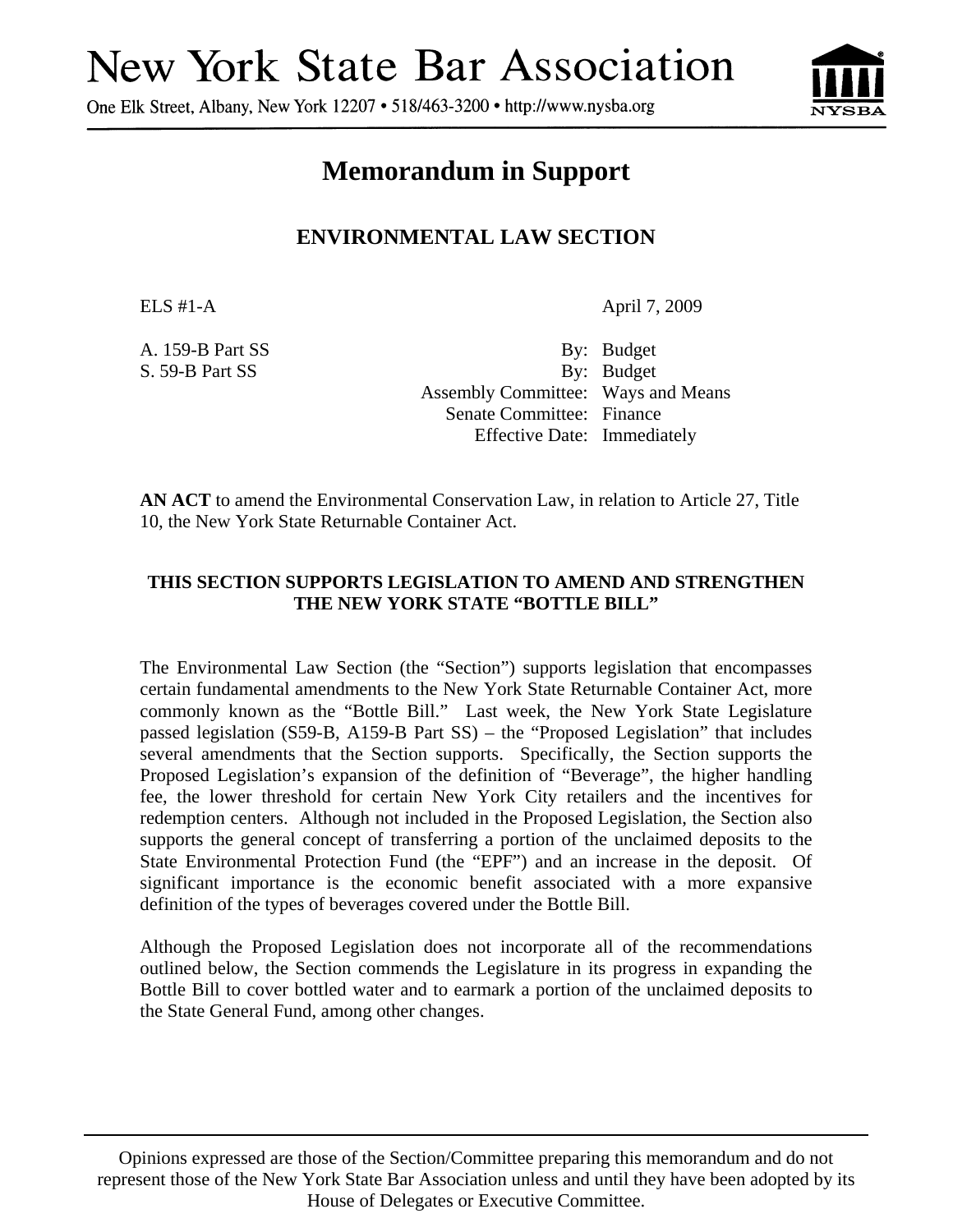# New York State Bar Association

One Elk Street, Albany, New York 12207 • 518/463-3200 • http://www.nysba.org

## Memorandum in Support

### ENVIRONMENTAL LAW SECTION

ELS #1-A April 7, 2009

A. 159-B Part SS By: Budget
S. 59-B Part SS By: Budget
Assembly Committee: Ways and Means
Senate Committee: Finance
Effective Date: Immediately

**AN ACT** to amend the Environmental Conservation Law, in relation to Article 27, Title 10, the New York State Returnable Container Act.

**THIS SECTION SUPPORTS LEGISLATION TO AMEND AND STRENGTHEN THE NEW YORK STATE "BOTTLE BILL"**

The Environmental Law Section (the "Section") supports legislation that encompasses certain fundamental amendments to the New York State Returnable Container Act, more commonly known as the "Bottle Bill." Last week, the New York State Legislature passed legislation (S59-B, A159-B Part SS) – the "Proposed Legislation" that includes several amendments that the Section supports. Specifically, the Section supports the Proposed Legislation's expansion of the definition of "Beverage", the higher handling fee, the lower threshold for certain New York City retailers and the incentives for redemption centers. Although not included in the Proposed Legislation, the Section also supports the general concept of transferring a portion of the unclaimed deposits to the State Environmental Protection Fund (the "EPF") and an increase in the deposit. Of significant importance is the economic benefit associated with a more expansive definition of the types of beverages covered under the Bottle Bill.

Although the Proposed Legislation does not incorporate all of the recommendations outlined below, the Section commends the Legislature in its progress in expanding the Bottle Bill to cover bottled water and to earmark a portion of the unclaimed deposits to the State General Fund, among other changes.

Opinions expressed are those of the Section/Committee preparing this memorandum and do not represent those of the New York State Bar Association unless and until they have been adopted by its House of Delegates or Executive Committee.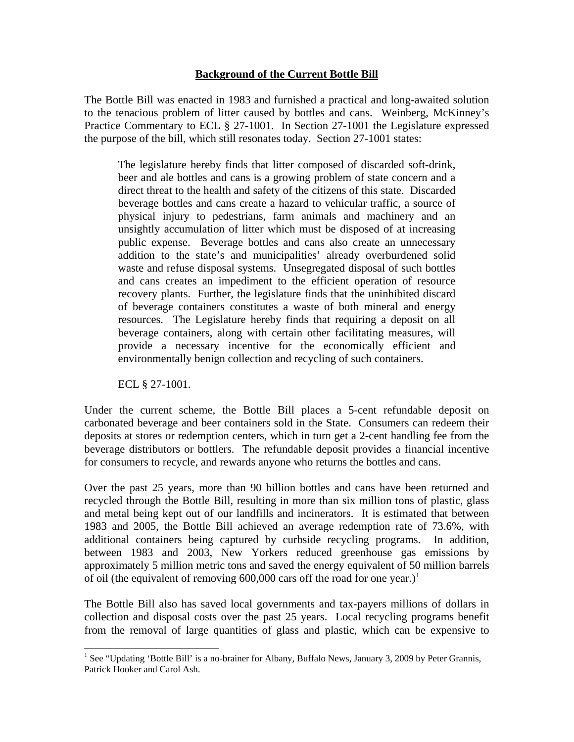## **Background of the Current Bottle Bill**

The Bottle Bill was enacted in 1983 and furnished a practical and long-awaited solution to the tenacious problem of litter caused by bottles and cans. Weinberg, McKinney's Practice Commentary to ECL § 27-1001. In Section 27-1001 the Legislature expressed the purpose of the bill, which still resonates today. Section 27-1001 states:

> The legislature hereby finds that litter composed of discarded soft-drink, beer and ale bottles and cans is a growing problem of state concern and a direct threat to the health and safety of the citizens of this state. Discarded beverage bottles and cans create a hazard to vehicular traffic, a source of physical injury to pedestrians, farm animals and machinery and an unsightly accumulation of litter which must be disposed of at increasing public expense. Beverage bottles and cans also create an unnecessary addition to the state's and municipalities' already overburdened solid waste and refuse disposal systems. Unsegregated disposal of such bottles and cans creates an impediment to the efficient operation of resource recovery plants. Further, the legislature finds that the uninhibited discard of beverage containers constitutes a waste of both mineral and energy resources. The Legislature hereby finds that requiring a deposit on all beverage containers, along with certain other facilitating measures, will provide a necessary incentive for the economically efficient and environmentally benign collection and recycling of such containers.
>
> ECL § 27-1001.

Under the current scheme, the Bottle Bill places a 5-cent refundable deposit on carbonated beverage and beer containers sold in the State. Consumers can redeem their deposits at stores or redemption centers, which in turn get a 2-cent handling fee from the beverage distributors or bottlers. The refundable deposit provides a financial incentive for consumers to recycle, and rewards anyone who returns the bottles and cans.

Over the past 25 years, more than 90 billion bottles and cans have been returned and recycled through the Bottle Bill, resulting in more than six million tons of plastic, glass and metal being kept out of our landfills and incinerators. It is estimated that between 1983 and 2005, the Bottle Bill achieved an average redemption rate of 73.6%, with additional containers being captured by curbside recycling programs. In addition, between 1983 and 2003, New Yorkers reduced greenhouse gas emissions by approximately 5 million metric tons and saved the energy equivalent of 50 million barrels of oil (the equivalent of removing 600,000 cars off the road for one year.)[1]

The Bottle Bill also has saved local governments and tax-payers millions of dollars in collection and disposal costs over the past 25 years. Local recycling programs benefit from the removal of large quantities of glass and plastic, which can be expensive to

[1] See "Updating 'Bottle Bill' is a no-brainer for Albany, Buffalo News, January 3, 2009 by Peter Grannis, Patrick Hooker and Carol Ash.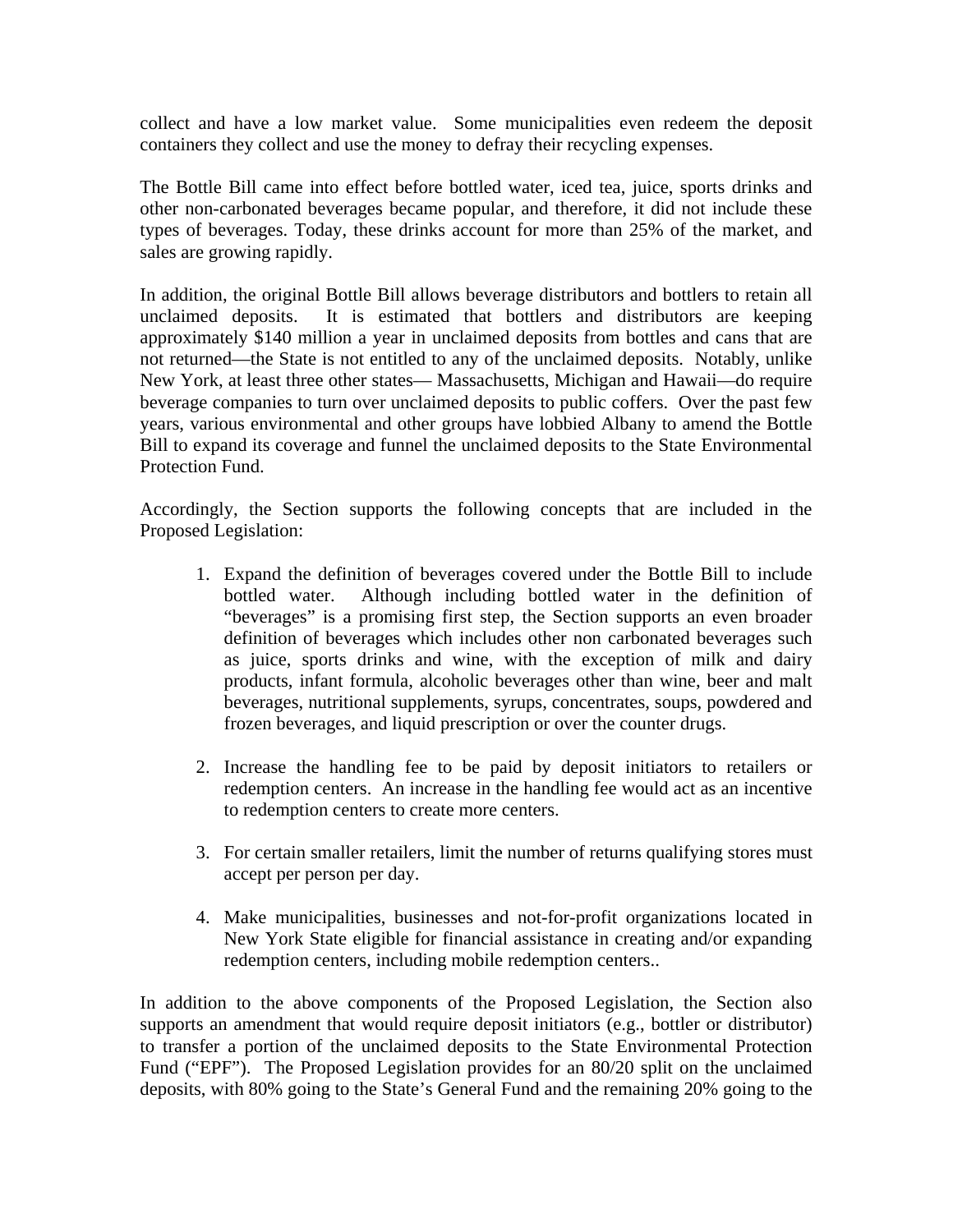collect and have a low market value. Some municipalities even redeem the deposit containers they collect and use the money to defray their recycling expenses.

The Bottle Bill came into effect before bottled water, iced tea, juice, sports drinks and other non-carbonated beverages became popular, and therefore, it did not include these types of beverages. Today, these drinks account for more than 25% of the market, and sales are growing rapidly.

In addition, the original Bottle Bill allows beverage distributors and bottlers to retain all unclaimed deposits. It is estimated that bottlers and distributors are keeping approximately $140 million a year in unclaimed deposits from bottles and cans that are not returned—the State is not entitled to any of the unclaimed deposits. Notably, unlike New York, at least three other states— Massachusetts, Michigan and Hawaii—do require beverage companies to turn over unclaimed deposits to public coffers. Over the past few years, various environmental and other groups have lobbied Albany to amend the Bottle Bill to expand its coverage and funnel the unclaimed deposits to the State Environmental Protection Fund.

Accordingly, the Section supports the following concepts that are included in the Proposed Legislation:

1. Expand the definition of beverages covered under the Bottle Bill to include bottled water. Although including bottled water in the definition of "beverages" is a promising first step, the Section supports an even broader definition of beverages which includes other non carbonated beverages such as juice, sports drinks and wine, with the exception of milk and dairy products, infant formula, alcoholic beverages other than wine, beer and malt beverages, nutritional supplements, syrups, concentrates, soups, powdered and frozen beverages, and liquid prescription or over the counter drugs.

2. Increase the handling fee to be paid by deposit initiators to retailers or redemption centers. An increase in the handling fee would act as an incentive to redemption centers to create more centers.

3. For certain smaller retailers, limit the number of returns qualifying stores must accept per person per day.

4. Make municipalities, businesses and not-for-profit organizations located in New York State eligible for financial assistance in creating and/or expanding redemption centers, including mobile redemption centers..

In addition to the above components of the Proposed Legislation, the Section also supports an amendment that would require deposit initiators (e.g., bottler or distributor) to transfer a portion of the unclaimed deposits to the State Environmental Protection Fund ("EPF"). The Proposed Legislation provides for an 80/20 split on the unclaimed deposits, with 80% going to the State's General Fund and the remaining 20% going to the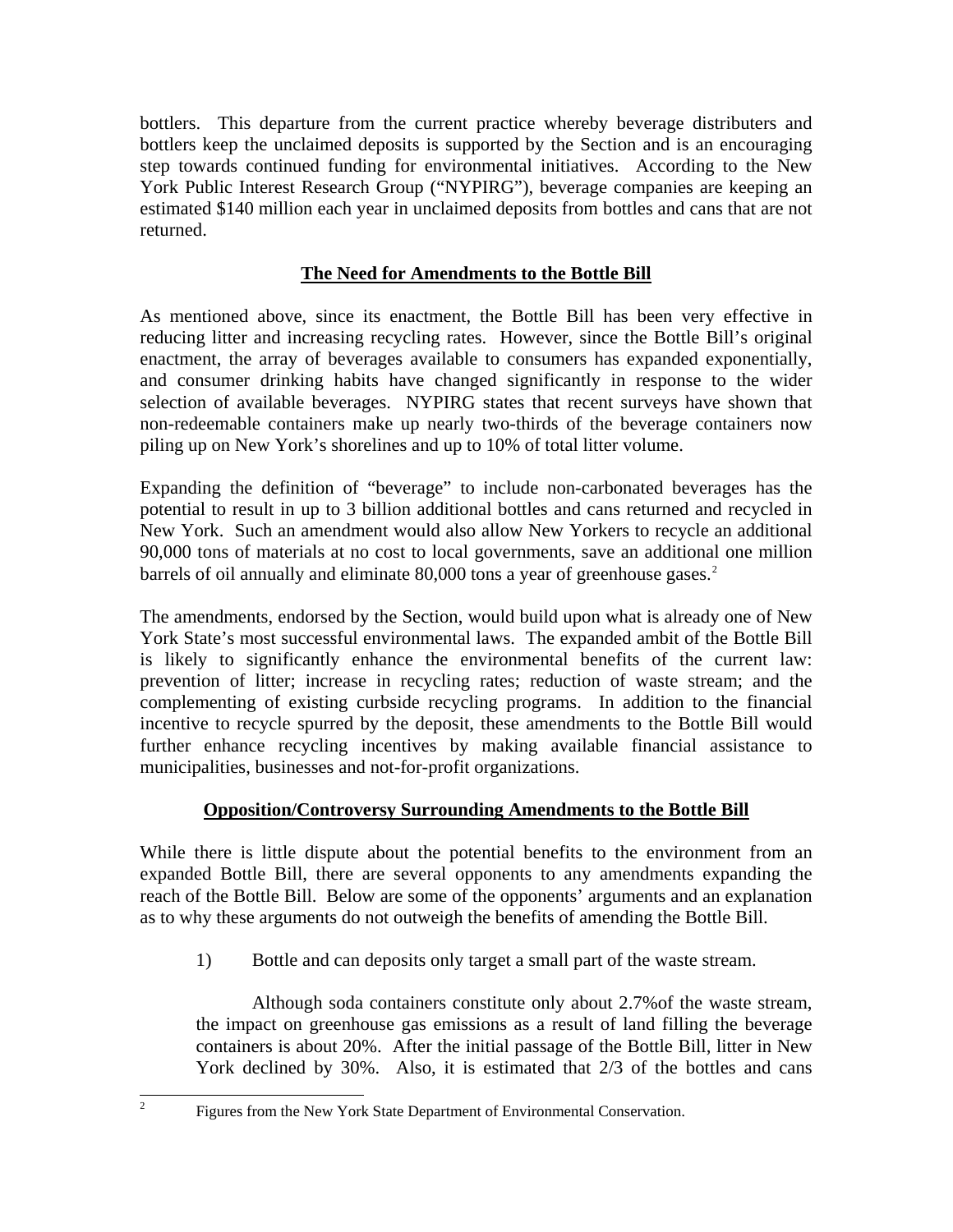bottlers. This departure from the current practice whereby beverage distributers and bottlers keep the unclaimed deposits is supported by the Section and is an encouraging step towards continued funding for environmental initiatives. According to the New York Public Interest Research Group ("NYPIRG"), beverage companies are keeping an estimated $140 million each year in unclaimed deposits from bottles and cans that are not returned.

## **The Need for Amendments to the Bottle Bill**

As mentioned above, since its enactment, the Bottle Bill has been very effective in reducing litter and increasing recycling rates. However, since the Bottle Bill's original enactment, the array of beverages available to consumers has expanded exponentially, and consumer drinking habits have changed significantly in response to the wider selection of available beverages. NYPIRG states that recent surveys have shown that non-redeemable containers make up nearly two-thirds of the beverage containers now piling up on New York's shorelines and up to 10% of total litter volume.

Expanding the definition of "beverage" to include non-carbonated beverages has the potential to result in up to 3 billion additional bottles and cans returned and recycled in New York. Such an amendment would also allow New Yorkers to recycle an additional 90,000 tons of materials at no cost to local governments, save an additional one million barrels of oil annually and eliminate 80,000 tons a year of greenhouse gases.[2]

The amendments, endorsed by the Section, would build upon what is already one of New York State's most successful environmental laws. The expanded ambit of the Bottle Bill is likely to significantly enhance the environmental benefits of the current law: prevention of litter; increase in recycling rates; reduction of waste stream; and the complementing of existing curbside recycling programs. In addition to the financial incentive to recycle spurred by the deposit, these amendments to the Bottle Bill would further enhance recycling incentives by making available financial assistance to municipalities, businesses and not-for-profit organizations.

## **Opposition/Controversy Surrounding Amendments to the Bottle Bill**

While there is little dispute about the potential benefits to the environment from an expanded Bottle Bill, there are several opponents to any amendments expanding the reach of the Bottle Bill. Below are some of the opponents' arguments and an explanation as to why these arguments do not outweigh the benefits of amending the Bottle Bill.

1) Bottle and can deposits only target a small part of the waste stream.

   Although soda containers constitute only about 2.7%of the waste stream, the impact on greenhouse gas emissions as a result of land filling the beverage containers is about 20%. After the initial passage of the Bottle Bill, litter in New York declined by 30%. Also, it is estimated that 2/3 of the bottles and cans

---

[2] Figures from the New York State Department of Environmental Conservation.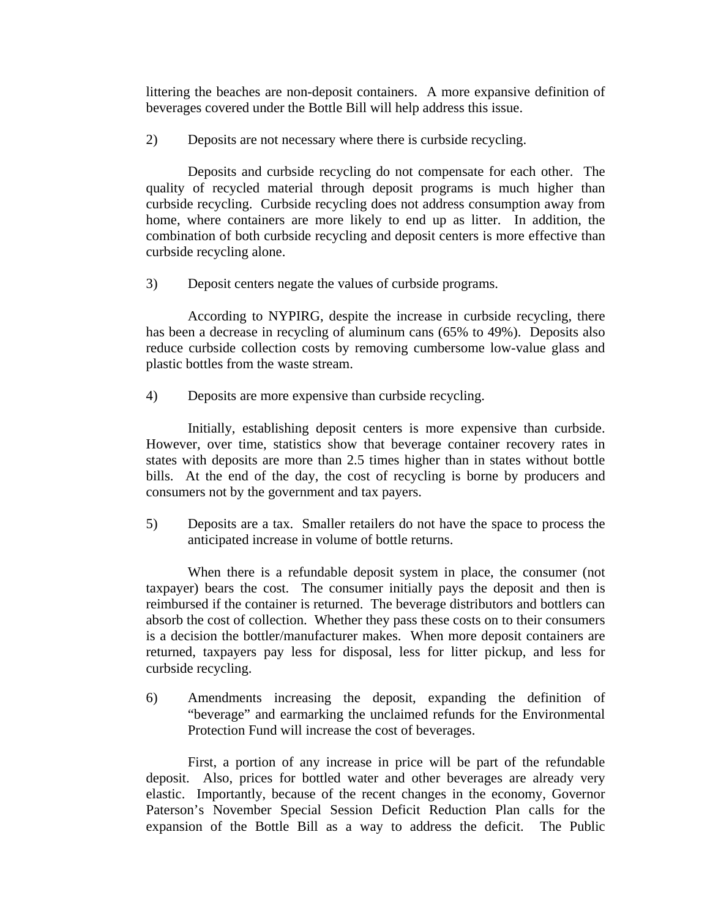littering the beaches are non-deposit containers. A more expansive definition of beverages covered under the Bottle Bill will help address this issue.

2) Deposits are not necessary where there is curbside recycling.

Deposits and curbside recycling do not compensate for each other. The quality of recycled material through deposit programs is much higher than curbside recycling. Curbside recycling does not address consumption away from home, where containers are more likely to end up as litter. In addition, the combination of both curbside recycling and deposit centers is more effective than curbside recycling alone.

3) Deposit centers negate the values of curbside programs.

According to NYPIRG, despite the increase in curbside recycling, there has been a decrease in recycling of aluminum cans (65% to 49%). Deposits also reduce curbside collection costs by removing cumbersome low-value glass and plastic bottles from the waste stream.

4) Deposits are more expensive than curbside recycling.

Initially, establishing deposit centers is more expensive than curbside. However, over time, statistics show that beverage container recovery rates in states with deposits are more than 2.5 times higher than in states without bottle bills. At the end of the day, the cost of recycling is borne by producers and consumers not by the government and tax payers.

5) Deposits are a tax. Smaller retailers do not have the space to process the anticipated increase in volume of bottle returns.

When there is a refundable deposit system in place, the consumer (not taxpayer) bears the cost. The consumer initially pays the deposit and then is reimbursed if the container is returned. The beverage distributors and bottlers can absorb the cost of collection. Whether they pass these costs on to their consumers is a decision the bottler/manufacturer makes. When more deposit containers are returned, taxpayers pay less for disposal, less for litter pickup, and less for curbside recycling.

6) Amendments increasing the deposit, expanding the definition of "beverage" and earmarking the unclaimed refunds for the Environmental Protection Fund will increase the cost of beverages.

First, a portion of any increase in price will be part of the refundable deposit. Also, prices for bottled water and other beverages are already very elastic. Importantly, because of the recent changes in the economy, Governor Paterson's November Special Session Deficit Reduction Plan calls for the expansion of the Bottle Bill as a way to address the deficit. The Public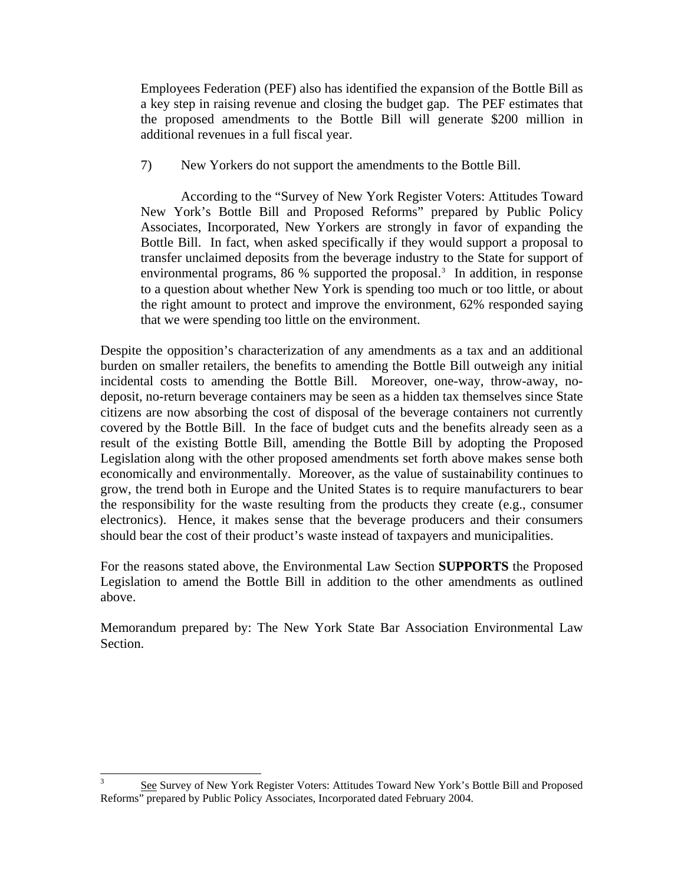Employees Federation (PEF) also has identified the expansion of the Bottle Bill as a key step in raising revenue and closing the budget gap. The PEF estimates that the proposed amendments to the Bottle Bill will generate $200 million in additional revenues in a full fiscal year.

7) New Yorkers do not support the amendments to the Bottle Bill.

According to the "Survey of New York Register Voters: Attitudes Toward New York's Bottle Bill and Proposed Reforms" prepared by Public Policy Associates, Incorporated, New Yorkers are strongly in favor of expanding the Bottle Bill. In fact, when asked specifically if they would support a proposal to transfer unclaimed deposits from the beverage industry to the State for support of environmental programs, 86 % supported the proposal.[3] In addition, in response to a question about whether New York is spending too much or too little, or about the right amount to protect and improve the environment, 62% responded saying that we were spending too little on the environment.

Despite the opposition's characterization of any amendments as a tax and an additional burden on smaller retailers, the benefits to amending the Bottle Bill outweigh any initial incidental costs to amending the Bottle Bill. Moreover, one-way, throw-away, no-deposit, no-return beverage containers may be seen as a hidden tax themselves since State citizens are now absorbing the cost of disposal of the beverage containers not currently covered by the Bottle Bill. In the face of budget cuts and the benefits already seen as a result of the existing Bottle Bill, amending the Bottle Bill by adopting the Proposed Legislation along with the other proposed amendments set forth above makes sense both economically and environmentally. Moreover, as the value of sustainability continues to grow, the trend both in Europe and the United States is to require manufacturers to bear the responsibility for the waste resulting from the products they create (e.g., consumer electronics). Hence, it makes sense that the beverage producers and their consumers should bear the cost of their product's waste instead of taxpayers and municipalities.

For the reasons stated above, the Environmental Law Section **SUPPORTS** the Proposed Legislation to amend the Bottle Bill in addition to the other amendments as outlined above.

Memorandum prepared by: The New York State Bar Association Environmental Law Section.

---

[3] See Survey of New York Register Voters: Attitudes Toward New York's Bottle Bill and Proposed Reforms" prepared by Public Policy Associates, Incorporated dated February 2004.